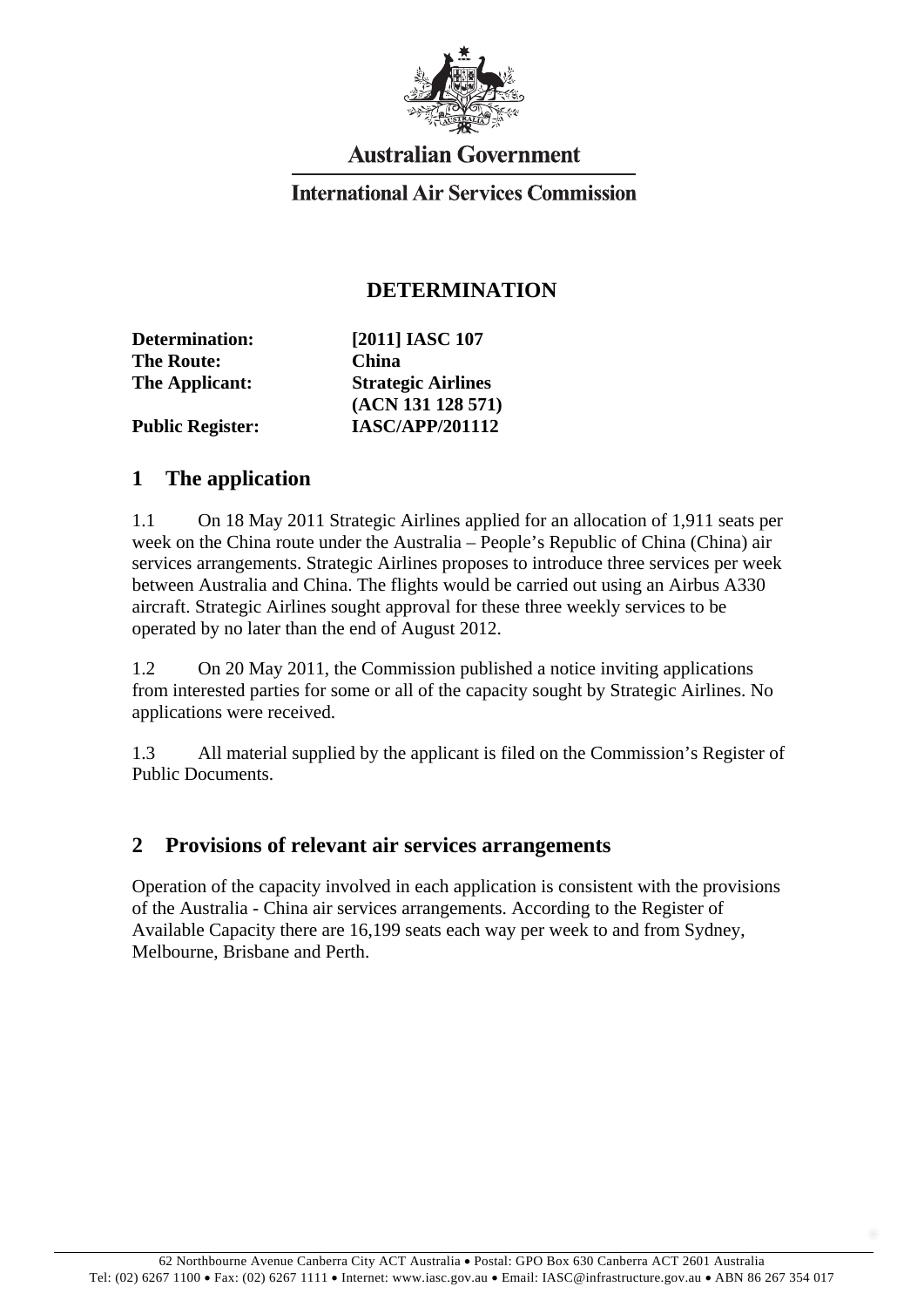Australian Government

International Air Services Commission

# DETERMINATION

| | |
|---|---|
| **Determination:** | **[2011] IASC 107** |
| **The Route:** | **China** |
| **The Applicant:** | **Strategic Airlines (ACN 131 128 571)** |
| **Public Register:** | **IASC/APP/201112** |

## 1 The application

1.1 On 18 May 2011 Strategic Airlines applied for an allocation of 1,911 seats per week on the China route under the Australia – People's Republic of China (China) air services arrangements. Strategic Airlines proposes to introduce three services per week between Australia and China. The flights would be carried out using an Airbus A330 aircraft. Strategic Airlines sought approval for these three weekly services to be operated by no later than the end of August 2012.

1.2 On 20 May 2011, the Commission published a notice inviting applications from interested parties for some or all of the capacity sought by Strategic Airlines. No applications were received.

1.3 All material supplied by the applicant is filed on the Commission's Register of Public Documents.

## 2 Provisions of relevant air services arrangements

Operation of the capacity involved in each application is consistent with the provisions of the Australia - China air services arrangements. According to the Register of Available Capacity there are 16,199 seats each way per week to and from Sydney, Melbourne, Brisbane and Perth.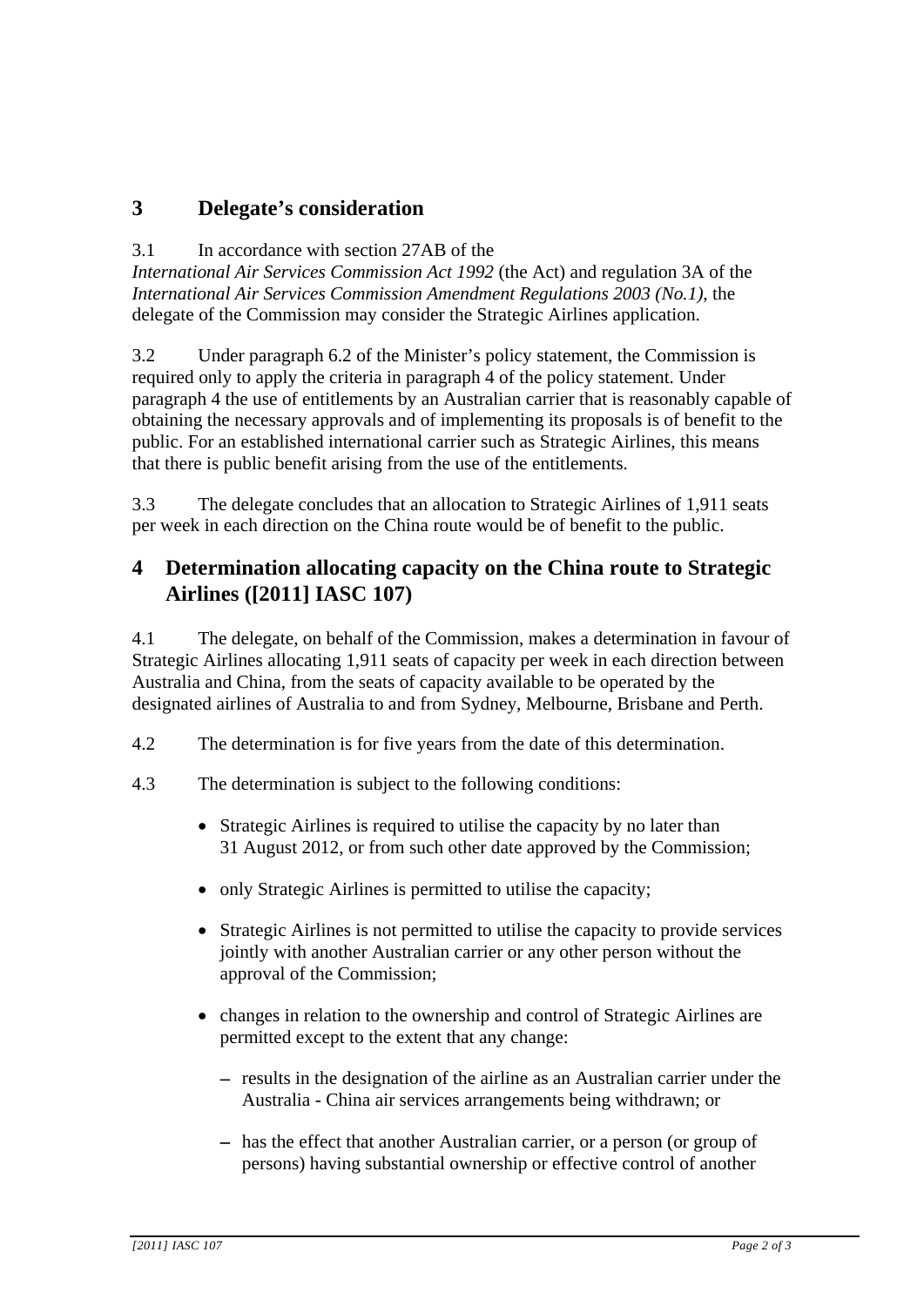## 3 Delegate's consideration

3.1 In accordance with section 27AB of the *International Air Services Commission Act 1992* (the Act) and regulation 3A of the *International Air Services Commission Amendment Regulations 2003 (No.1)*, the delegate of the Commission may consider the Strategic Airlines application.

3.2 Under paragraph 6.2 of the Minister's policy statement, the Commission is required only to apply the criteria in paragraph 4 of the policy statement. Under paragraph 4 the use of entitlements by an Australian carrier that is reasonably capable of obtaining the necessary approvals and of implementing its proposals is of benefit to the public. For an established international carrier such as Strategic Airlines, this means that there is public benefit arising from the use of the entitlements.

3.3 The delegate concludes that an allocation to Strategic Airlines of 1,911 seats per week in each direction on the China route would be of benefit to the public.

## 4 Determination allocating capacity on the China route to Strategic Airlines ([2011] IASC 107)

4.1 The delegate, on behalf of the Commission, makes a determination in favour of Strategic Airlines allocating 1,911 seats of capacity per week in each direction between Australia and China, from the seats of capacity available to be operated by the designated airlines of Australia to and from Sydney, Melbourne, Brisbane and Perth.

4.2 The determination is for five years from the date of this determination.

4.3 The determination is subject to the following conditions:

- Strategic Airlines is required to utilise the capacity by no later than 31 August 2012, or from such other date approved by the Commission;
- only Strategic Airlines is permitted to utilise the capacity;
- Strategic Airlines is not permitted to utilise the capacity to provide services jointly with another Australian carrier or any other person without the approval of the Commission;
- changes in relation to the ownership and control of Strategic Airlines are permitted except to the extent that any change:
  - results in the designation of the airline as an Australian carrier under the Australia - China air services arrangements being withdrawn; or
  - has the effect that another Australian carrier, or a person (or group of persons) having substantial ownership or effective control of another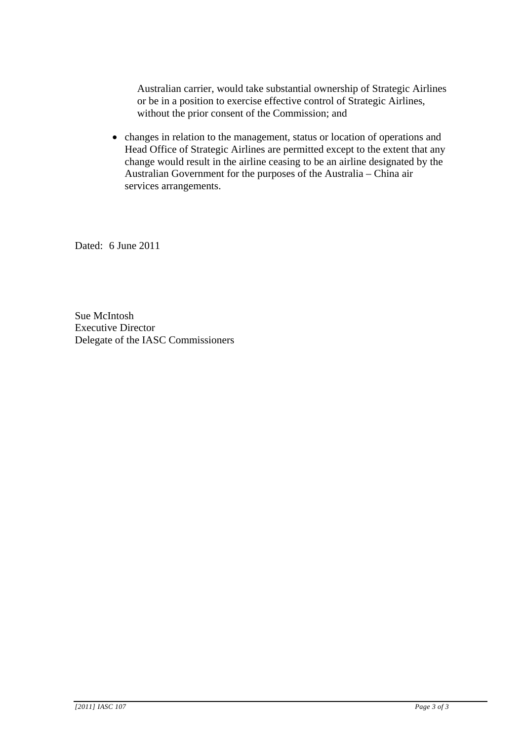Australian carrier, would take substantial ownership of Strategic Airlines or be in a position to exercise effective control of Strategic Airlines, without the prior consent of the Commission; and

- changes in relation to the management, status or location of operations and Head Office of Strategic Airlines are permitted except to the extent that any change would result in the airline ceasing to be an airline designated by the Australian Government for the purposes of the Australia – China air services arrangements.

Dated: 6 June 2011

Sue McIntosh
Executive Director
Delegate of the IASC Commissioners